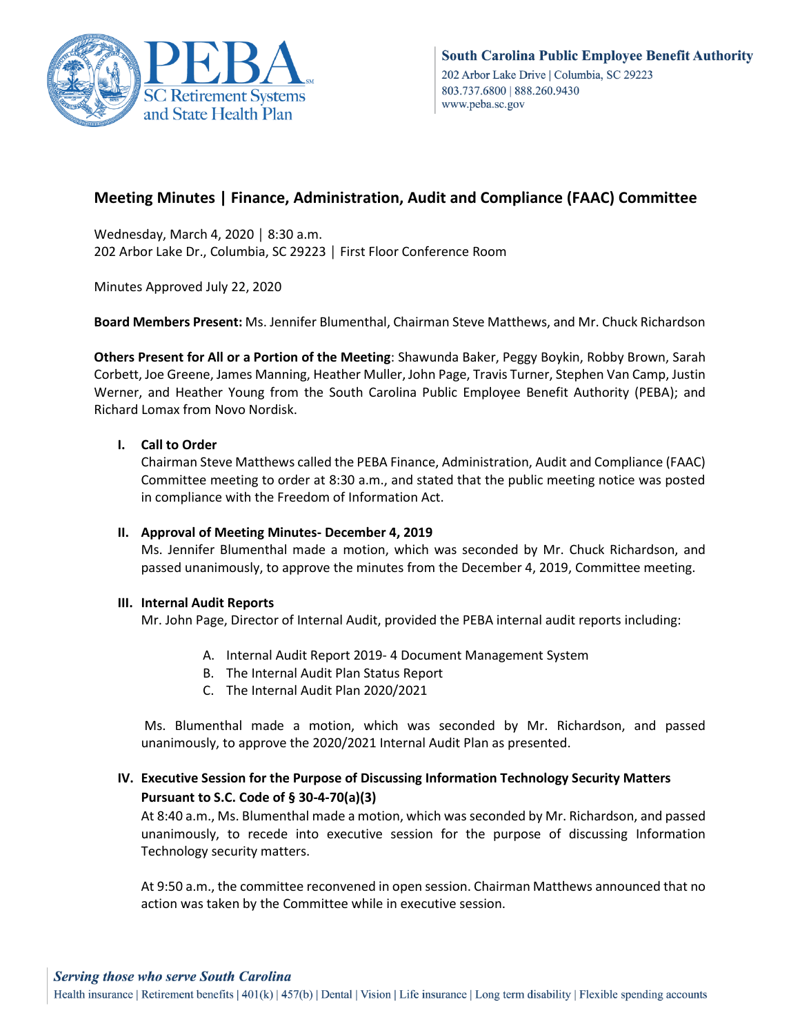South Carolina Public Employee Benefit Authority
202 Arbor Lake Drive | Columbia, SC 29223
803.737.6800 | 888.260.9430
www.peba.sc.gov

# Meeting Minutes | Finance, Administration, Audit and Compliance (FAAC) Committee

Wednesday, March 4, 2020 | 8:30 a.m.
202 Arbor Lake Dr., Columbia, SC 29223 | First Floor Conference Room

Minutes Approved July 22, 2020

**Board Members Present:** Ms. Jennifer Blumenthal, Chairman Steve Matthews, and Mr. Chuck Richardson

**Others Present for All or a Portion of the Meeting**: Shawunda Baker, Peggy Boykin, Robby Brown, Sarah Corbett, Joe Greene, James Manning, Heather Muller, John Page, Travis Turner, Stephen Van Camp, Justin Werner, and Heather Young from the South Carolina Public Employee Benefit Authority (PEBA); and Richard Lomax from Novo Nordisk.

## I. Call to Order

Chairman Steve Matthews called the PEBA Finance, Administration, Audit and Compliance (FAAC) Committee meeting to order at 8:30 a.m., and stated that the public meeting notice was posted in compliance with the Freedom of Information Act.

## II. Approval of Meeting Minutes- December 4, 2019

Ms. Jennifer Blumenthal made a motion, which was seconded by Mr. Chuck Richardson, and passed unanimously, to approve the minutes from the December 4, 2019, Committee meeting.

## III. Internal Audit Reports

Mr. John Page, Director of Internal Audit, provided the PEBA internal audit reports including:

A. Internal Audit Report 2019- 4 Document Management System
B. The Internal Audit Plan Status Report
C. The Internal Audit Plan 2020/2021

Ms. Blumenthal made a motion, which was seconded by Mr. Richardson, and passed unanimously, to approve the 2020/2021 Internal Audit Plan as presented.

## IV. Executive Session for the Purpose of Discussing Information Technology Security Matters Pursuant to S.C. Code of § 30-4-70(a)(3)

At 8:40 a.m., Ms. Blumenthal made a motion, which was seconded by Mr. Richardson, and passed unanimously, to recede into executive session for the purpose of discussing Information Technology security matters.

At 9:50 a.m., the committee reconvened in open session. Chairman Matthews announced that no action was taken by the Committee while in executive session.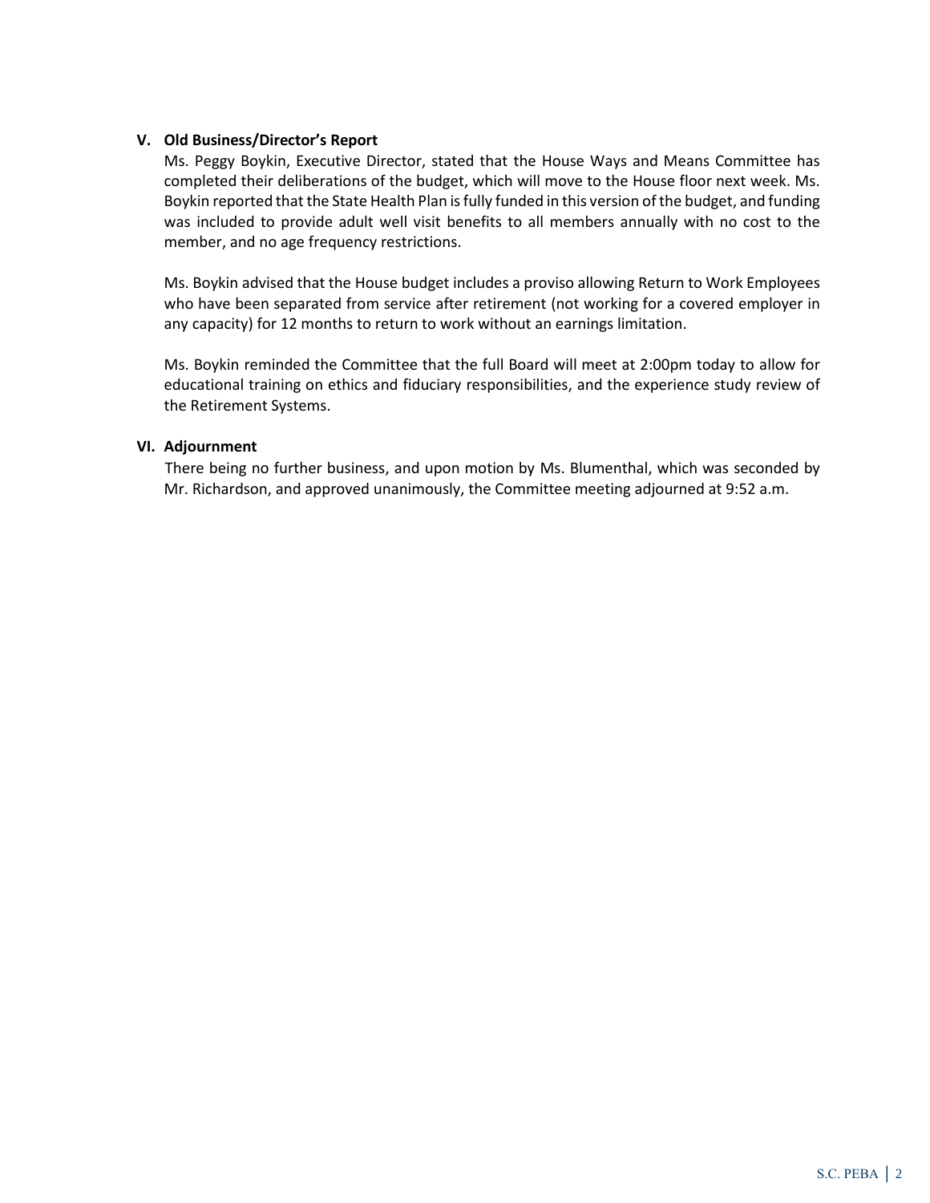**V. Old Business/Director's Report**

Ms. Peggy Boykin, Executive Director, stated that the House Ways and Means Committee has completed their deliberations of the budget, which will move to the House floor next week. Ms. Boykin reported that the State Health Plan is fully funded in this version of the budget, and funding was included to provide adult well visit benefits to all members annually with no cost to the member, and no age frequency restrictions.

Ms. Boykin advised that the House budget includes a proviso allowing Return to Work Employees who have been separated from service after retirement (not working for a covered employer in any capacity) for 12 months to return to work without an earnings limitation.

Ms. Boykin reminded the Committee that the full Board will meet at 2:00pm today to allow for educational training on ethics and fiduciary responsibilities, and the experience study review of the Retirement Systems.

**VI. Adjournment**

There being no further business, and upon motion by Ms. Blumenthal, which was seconded by Mr. Richardson, and approved unanimously, the Committee meeting adjourned at 9:52 a.m.